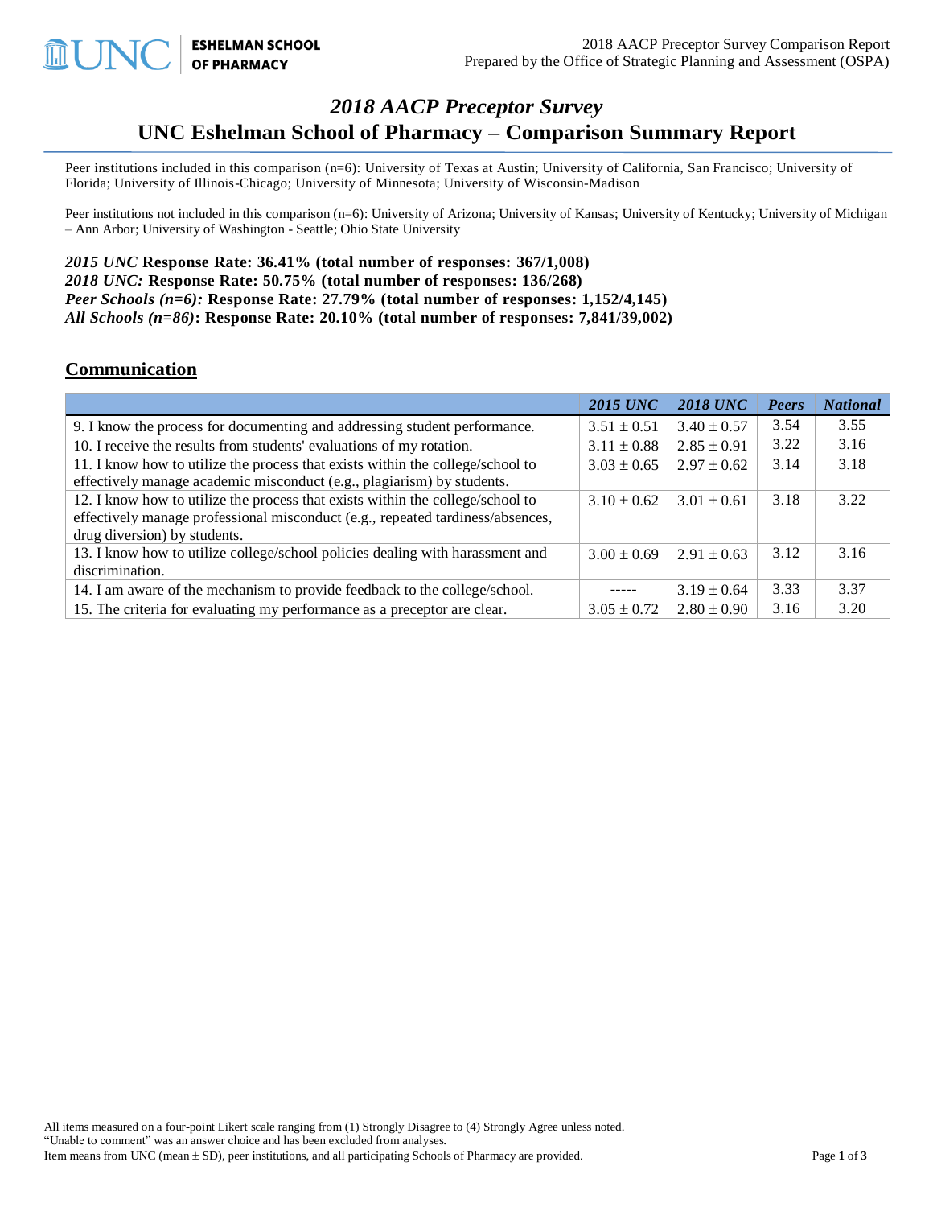# *2018 AACP Preceptor Survey*
## UNC Eshelman School of Pharmacy – Comparison Summary Report

Peer institutions included in this comparison (n=6): University of Texas at Austin; University of California, San Francisco; University of Florida; University of Illinois-Chicago; University of Minnesota; University of Wisconsin-Madison

Peer institutions not included in this comparison (n=6): University of Arizona; University of Kansas; University of Kentucky; University of Michigan – Ann Arbor; University of Washington - Seattle; Ohio State University

***2015 UNC*** **Response Rate: 36.41% (total number of responses: 367/1,008)**
***2018 UNC:*** **Response Rate: 50.75% (total number of responses: 136/268)**
***Peer Schools (n=6):*** **Response Rate: 27.79% (total number of responses: 1,152/4,145)**
***All Schools (n=86)*****: Response Rate: 20.10% (total number of responses: 7,841/39,002)**

## Communication

| | *2015 UNC* | *2018 UNC* | *Peers* | *National* |
|---|---|---|---|---|
| 9. I know the process for documenting and addressing student performance. | 3.51 ± 0.51 | 3.40 ± 0.57 | 3.54 | 3.55 |
| 10. I receive the results from students' evaluations of my rotation. | 3.11 ± 0.88 | 2.85 ± 0.91 | 3.22 | 3.16 |
| 11. I know how to utilize the process that exists within the college/school to effectively manage academic misconduct (e.g., plagiarism) by students. | 3.03 ± 0.65 | 2.97 ± 0.62 | 3.14 | 3.18 |
| 12. I know how to utilize the process that exists within the college/school to effectively manage professional misconduct (e.g., repeated tardiness/absences, drug diversion) by students. | 3.10 ± 0.62 | 3.01 ± 0.61 | 3.18 | 3.22 |
| 13. I know how to utilize college/school policies dealing with harassment and discrimination. | 3.00 ± 0.69 | 2.91 ± 0.63 | 3.12 | 3.16 |
| 14. I am aware of the mechanism to provide feedback to the college/school. | ----- | 3.19 ± 0.64 | 3.33 | 3.37 |
| 15. The criteria for evaluating my performance as a preceptor are clear. | 3.05 ± 0.72 | 2.80 ± 0.90 | 3.16 | 3.20 |

All items measured on a four-point Likert scale ranging from (1) Strongly Disagree to (4) Strongly Agree unless noted.
"Unable to comment" was an answer choice and has been excluded from analyses.
Item means from UNC (mean ± SD), peer institutions, and all participating Schools of Pharmacy are provided.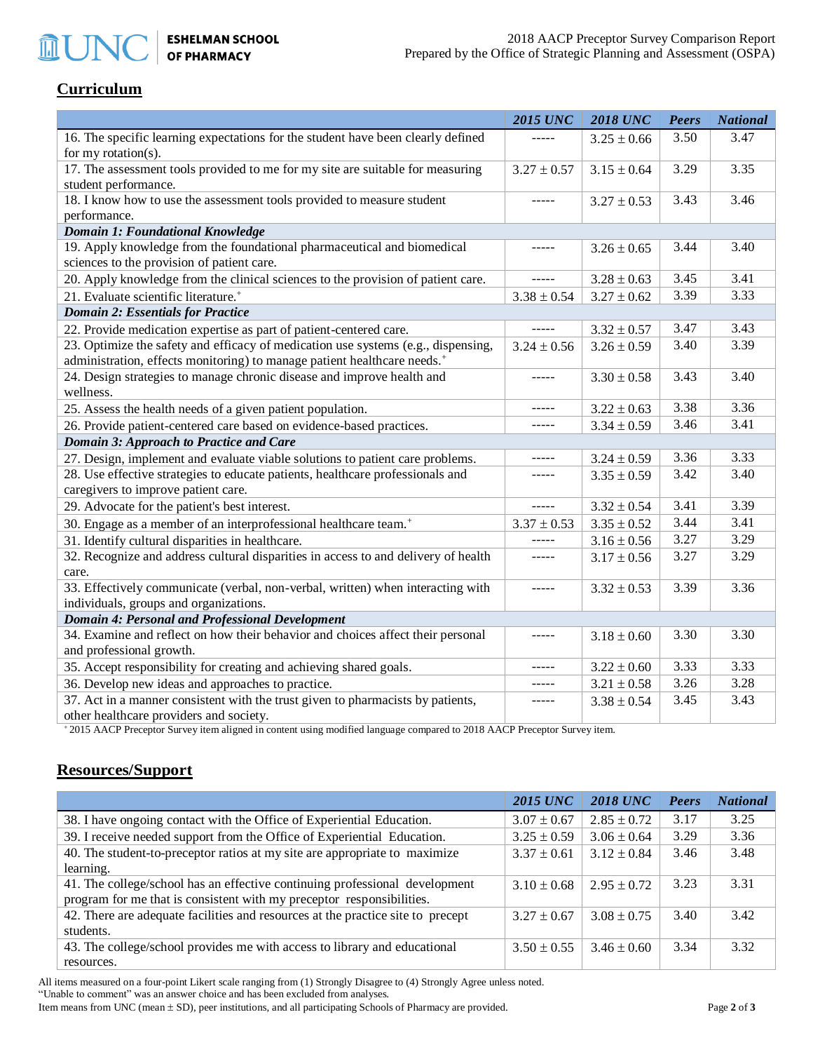## Curriculum

| | *2015 UNC* | *2018 UNC* | *Peers* | *National* |
|---|---|---|---|---|
| 16. The specific learning expectations for the student have been clearly defined for my rotation(s). | ----- | 3.25 ± 0.66 | 3.50 | 3.47 |
| 17. The assessment tools provided to me for my site are suitable for measuring student performance. | 3.27 ± 0.57 | 3.15 ± 0.64 | 3.29 | 3.35 |
| 18. I know how to use the assessment tools provided to measure student performance. | ----- | 3.27 ± 0.53 | 3.43 | 3.46 |
| ***Domain 1: Foundational Knowledge*** | | | | |
| 19. Apply knowledge from the foundational pharmaceutical and biomedical sciences to the provision of patient care. | ----- | 3.26 ± 0.65 | 3.44 | 3.40 |
| 20. Apply knowledge from the clinical sciences to the provision of patient care. | ----- | 3.28 ± 0.63 | 3.45 | 3.41 |
| 21. Evaluate scientific literature.[+] | 3.38 ± 0.54 | 3.27 ± 0.62 | 3.39 | 3.33 |
| ***Domain 2: Essentials for Practice*** | | | | |
| 22. Provide medication expertise as part of patient-centered care. | ----- | 3.32 ± 0.57 | 3.47 | 3.43 |
| 23. Optimize the safety and efficacy of medication use systems (e.g., dispensing, administration, effects monitoring) to manage patient healthcare needs.[+] | 3.24 ± 0.56 | 3.26 ± 0.59 | 3.40 | 3.39 |
| 24. Design strategies to manage chronic disease and improve health and wellness. | ----- | 3.30 ± 0.58 | 3.43 | 3.40 |
| 25. Assess the health needs of a given patient population. | ----- | 3.22 ± 0.63 | 3.38 | 3.36 |
| 26. Provide patient-centered care based on evidence-based practices. | ----- | 3.34 ± 0.59 | 3.46 | 3.41 |
| ***Domain 3: Approach to Practice and Care*** | | | | |
| 27. Design, implement and evaluate viable solutions to patient care problems. | ----- | 3.24 ± 0.59 | 3.36 | 3.33 |
| 28. Use effective strategies to educate patients, healthcare professionals and caregivers to improve patient care. | ----- | 3.35 ± 0.59 | 3.42 | 3.40 |
| 29. Advocate for the patient's best interest. | ----- | 3.32 ± 0.54 | 3.41 | 3.39 |
| 30. Engage as a member of an interprofessional healthcare team.[+] | 3.37 ± 0.53 | 3.35 ± 0.52 | 3.44 | 3.41 |
| 31. Identify cultural disparities in healthcare. | ----- | 3.16 ± 0.56 | 3.27 | 3.29 |
| 32. Recognize and address cultural disparities in access to and delivery of health care. | ----- | 3.17 ± 0.56 | 3.27 | 3.29 |
| 33. Effectively communicate (verbal, non-verbal, written) when interacting with individuals, groups and organizations. | ----- | 3.32 ± 0.53 | 3.39 | 3.36 |
| ***Domain 4: Personal and Professional Development*** | | | | |
| 34. Examine and reflect on how their behavior and choices affect their personal and professional growth. | ----- | 3.18 ± 0.60 | 3.30 | 3.30 |
| 35. Accept responsibility for creating and achieving shared goals. | ----- | 3.22 ± 0.60 | 3.33 | 3.33 |
| 36. Develop new ideas and approaches to practice. | ----- | 3.21 ± 0.58 | 3.26 | 3.28 |
| 37. Act in a manner consistent with the trust given to pharmacists by patients, other healthcare providers and society. | ----- | 3.38 ± 0.54 | 3.45 | 3.43 |

[+] 2015 AACP Preceptor Survey item aligned in content using modified language compared to 2018 AACP Preceptor Survey item.

## Resources/Support

| | *2015 UNC* | *2018 UNC* | *Peers* | *National* |
|---|---|---|---|---|
| 38. I have ongoing contact with the Office of Experiential Education. | 3.07 ± 0.67 | 2.85 ± 0.72 | 3.17 | 3.25 |
| 39. I receive needed support from the Office of Experiential Education. | 3.25 ± 0.59 | 3.06 ± 0.64 | 3.29 | 3.36 |
| 40. The student-to-preceptor ratios at my site are appropriate to maximize learning. | 3.37 ± 0.61 | 3.12 ± 0.84 | 3.46 | 3.48 |
| 41. The college/school has an effective continuing professional development program for me that is consistent with my preceptor responsibilities. | 3.10 ± 0.68 | 2.95 ± 0.72 | 3.23 | 3.31 |
| 42. There are adequate facilities and resources at the practice site to precept students. | 3.27 ± 0.67 | 3.08 ± 0.75 | 3.40 | 3.42 |
| 43. The college/school provides me with access to library and educational resources. | 3.50 ± 0.55 | 3.46 ± 0.60 | 3.34 | 3.32 |

All items measured on a four-point Likert scale ranging from (1) Strongly Disagree to (4) Strongly Agree unless noted.
"Unable to comment" was an answer choice and has been excluded from analyses.
Item means from UNC (mean ± SD), peer institutions, and all participating Schools of Pharmacy are provided.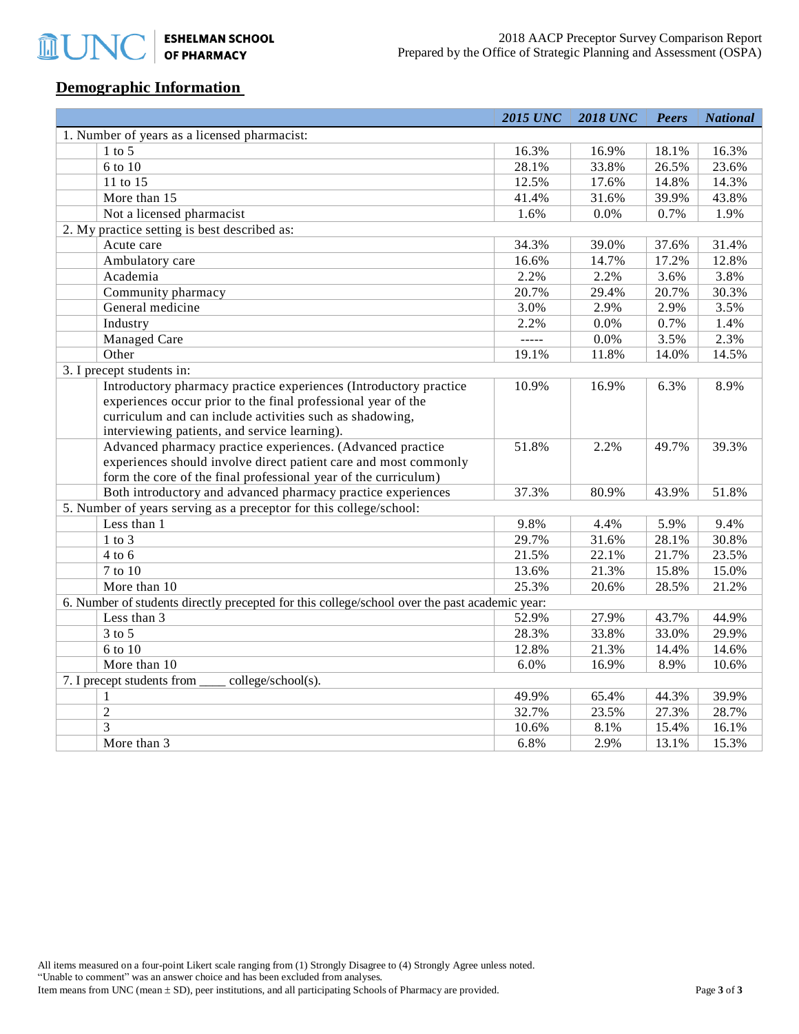## Demographic Information

| | | 2015 UNC | 2018 UNC | Peers | National |
|---|---|---|---|---|---|
| 1. Number of years as a licensed pharmacist: | | | | | |
| | 1 to 5 | 16.3% | 16.9% | 18.1% | 16.3% |
| | 6 to 10 | 28.1% | 33.8% | 26.5% | 23.6% |
| | 11 to 15 | 12.5% | 17.6% | 14.8% | 14.3% |
| | More than 15 | 41.4% | 31.6% | 39.9% | 43.8% |
| | Not a licensed pharmacist | 1.6% | 0.0% | 0.7% | 1.9% |
| 2. My practice setting is best described as: | | | | | |
| | Acute care | 34.3% | 39.0% | 37.6% | 31.4% |
| | Ambulatory care | 16.6% | 14.7% | 17.2% | 12.8% |
| | Academia | 2.2% | 2.2% | 3.6% | 3.8% |
| | Community pharmacy | 20.7% | 29.4% | 20.7% | 30.3% |
| | General medicine | 3.0% | 2.9% | 2.9% | 3.5% |
| | Industry | 2.2% | 0.0% | 0.7% | 1.4% |
| | Managed Care | ----- | 0.0% | 3.5% | 2.3% |
| | Other | 19.1% | 11.8% | 14.0% | 14.5% |
| 3. I precept students in: | | | | | |
| | Introductory pharmacy practice experiences (Introductory practice experiences occur prior to the final professional year of the curriculum and can include activities such as shadowing, interviewing patients, and service learning). | 10.9% | 16.9% | 6.3% | 8.9% |
| | Advanced pharmacy practice experiences. (Advanced practice experiences should involve direct patient care and most commonly form the core of the final professional year of the curriculum) | 51.8% | 2.2% | 49.7% | 39.3% |
| | Both introductory and advanced pharmacy practice experiences | 37.3% | 80.9% | 43.9% | 51.8% |
| 5. Number of years serving as a preceptor for this college/school: | | | | | |
| | Less than 1 | 9.8% | 4.4% | 5.9% | 9.4% |
| | 1 to 3 | 29.7% | 31.6% | 28.1% | 30.8% |
| | 4 to 6 | 21.5% | 22.1% | 21.7% | 23.5% |
| | 7 to 10 | 13.6% | 21.3% | 15.8% | 15.0% |
| | More than 10 | 25.3% | 20.6% | 28.5% | 21.2% |
| 6. Number of students directly precepted for this college/school over the past academic year: | | | | | |
| | Less than 3 | 52.9% | 27.9% | 43.7% | 44.9% |
| | 3 to 5 | 28.3% | 33.8% | 33.0% | 29.9% |
| | 6 to 10 | 12.8% | 21.3% | 14.4% | 14.6% |
| | More than 10 | 6.0% | 16.9% | 8.9% | 10.6% |
| 7. I precept students from ____ college/school(s). | | | | | |
| | 1 | 49.9% | 65.4% | 44.3% | 39.9% |
| | 2 | 32.7% | 23.5% | 27.3% | 28.7% |
| | 3 | 10.6% | 8.1% | 15.4% | 16.1% |
| | More than 3 | 6.8% | 2.9% | 13.1% | 15.3% |

All items measured on a four-point Likert scale ranging from (1) Strongly Disagree to (4) Strongly Agree unless noted.
"Unable to comment" was an answer choice and has been excluded from analyses.
Item means from UNC (mean ± SD), peer institutions, and all participating Schools of Pharmacy are provided.